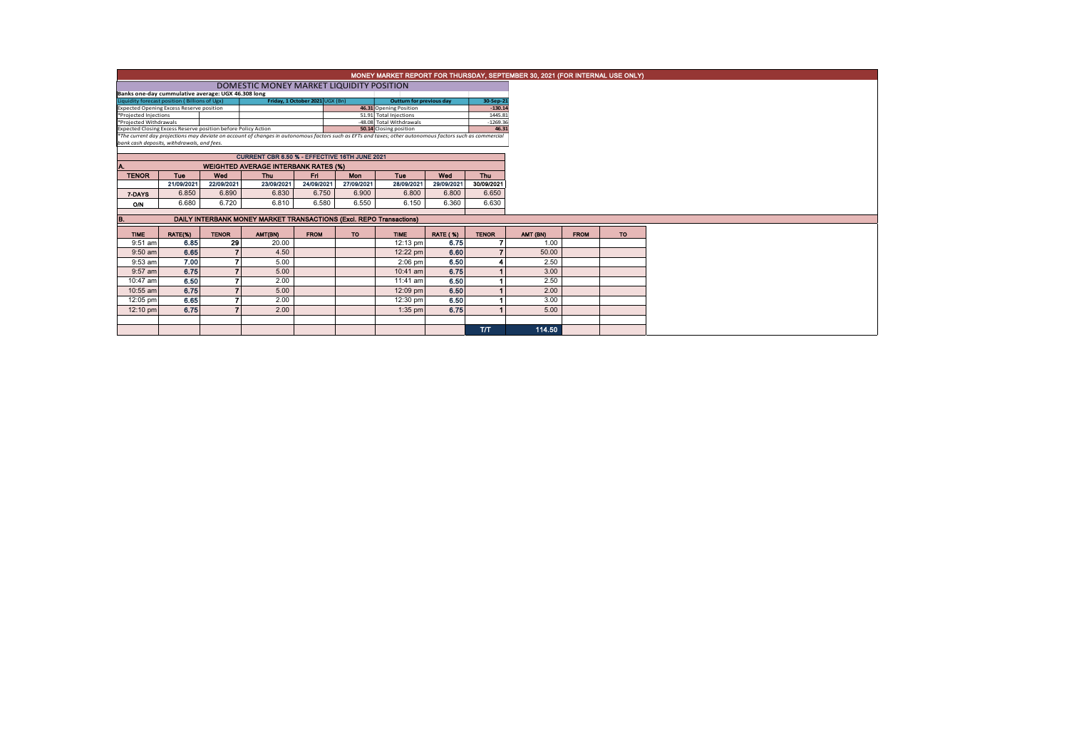# MONEY MARKET REPORT FOR THURSDAY, SEPTEMBER 30, 2021 (FOR INTERNAL USE ONLY)

## DOMESTIC MONEY MARKET LIQUIDITY POSITION

**Banks one-day cummulative average: UGX 46.308 long**

| Liquidity forecast position ( Billions of Ugx) | Friday, 1 October 2021 UGX (Bn) | Outturn for previous day | 30-Sep-21 |
|---|---|---|---|
| Expected Opening Excess Reserve position | 46.31 | Opening Position | -130.14 |
| *Projected Injections | 51.91 | Total Injections | 1445.81 |
| *Projected Withdrawals | -48.08 | Total Withdrawals | -1269.36 |
| Expected Closing Excess Reserve position before Policy Action | 50.14 | Closing position | 46.31 |

*The current day projections may deviate on account of changes in autonomous factors such as EFTs and taxes; other autonomous factors such as commercial bank cash deposits, withdrawals, and fees.

**CURRENT CBR 6.50 % - EFFECTIVE 16TH JUNE 2021**

### A. WEIGHTED AVERAGE INTERBANK RATES (%)

| TENOR | Tue | Wed | Thu | Fri | Mon | Tue | Wed | Thu |
|---|---|---|---|---|---|---|---|---|
| | 21/09/2021 | 22/09/2021 | 23/09/2021 | 24/09/2021 | 27/09/2021 | 28/09/2021 | 29/09/2021 | 30/09/2021 |
| 7-DAYS | 6.850 | 6.890 | 6.830 | 6.750 | 6.900 | 6.800 | 6.800 | 6.650 |
| O/N | 6.680 | 6.720 | 6.810 | 6.580 | 6.550 | 6.150 | 6.360 | 6.630 |

### B. DAILY INTERBANK MONEY MARKET TRANSACTIONS (Excl. REPO Transactions)

| TIME | RATE(%) | TENOR | AMT(BN) | FROM | TO | TIME | RATE (%) | TENOR | AMT (BN) | FROM | TO |
|---|---|---|---|---|---|---|---|---|---|---|---|
| 9:51 am | 6.85 | 29 | 20.00 | | | 12:13 pm | 6.75 | 7 | 1.00 | | |
| 9:50 am | 6.65 | 7 | 4.50 | | | 12:22 pm | 6.60 | 7 | 50.00 | | |
| 9:53 am | 7.00 | 7 | 5.00 | | | 2:06 pm | 6.50 | 4 | 2.50 | | |
| 9:57 am | 6.75 | 7 | 5.00 | | | 10:41 am | 6.75 | 1 | 3.00 | | |
| 10:47 am | 6.50 | 7 | 2.00 | | | 11:41 am | 6.50 | 1 | 2.50 | | |
| 10:55 am | 6.75 | 7 | 5.00 | | | 12:09 pm | 6.50 | 1 | 2.00 | | |
| 12:05 pm | 6.65 | 7 | 2.00 | | | 12:30 pm | 6.50 | 1 | 3.00 | | |
| 12:10 pm | 6.75 | 7 | 2.00 | | | 1:35 pm | 6.75 | 1 | 5.00 | | |
| | | | | | | | | T/T | 114.50 | | |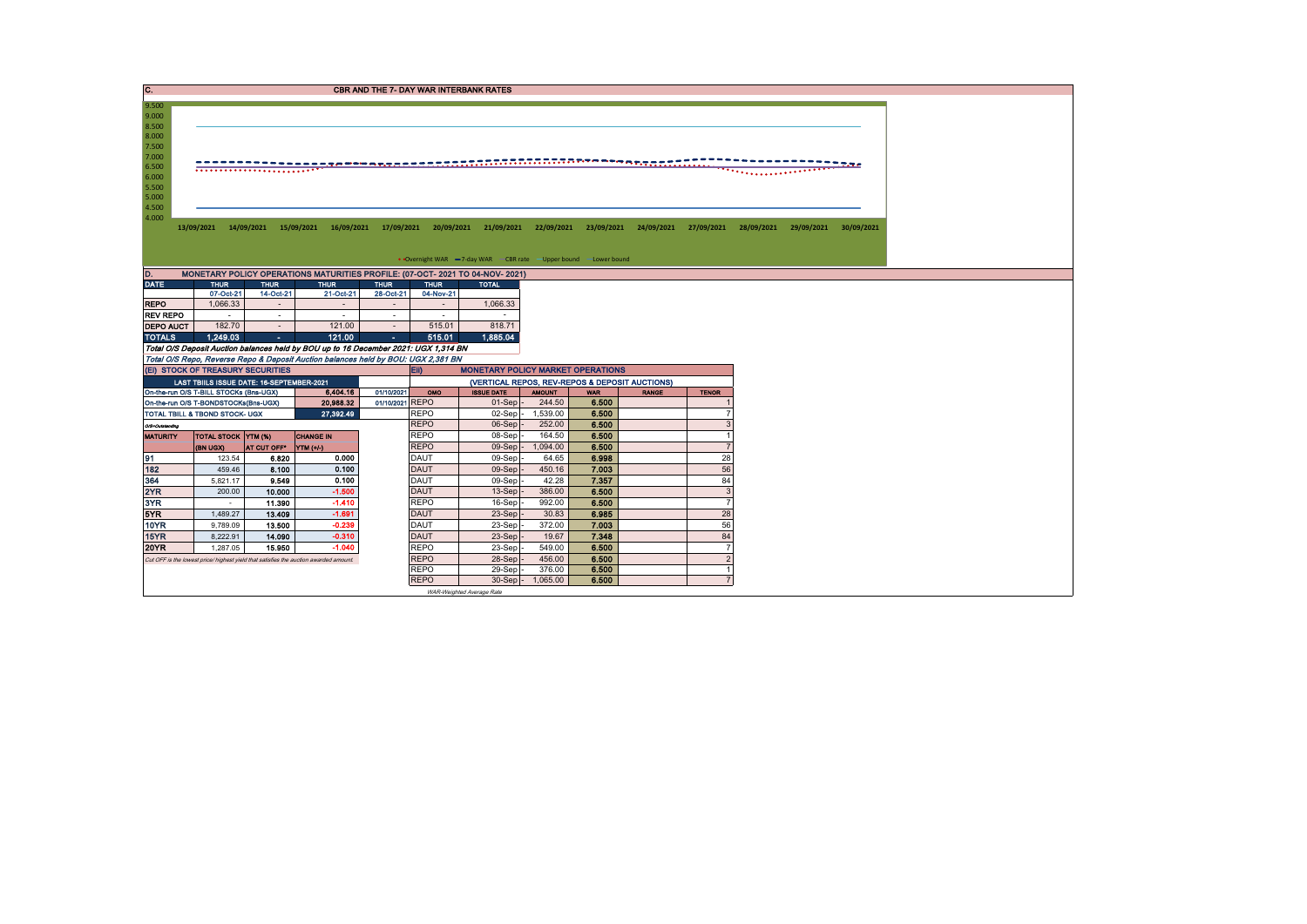## C. CBR AND THE 7- DAY WAR INTERBANK RATES

9.500
9.000
8.500
8.000
7.500
7.000
6.500
6.000
5.500
5.000
4.500
4.000

13/09/2021 14/09/2021 15/09/2021 16/09/2021 17/09/2021 20/09/2021 21/09/2021 22/09/2021 23/09/2021 24/09/2021 27/09/2021 28/09/2021 29/09/2021 30/09/2021

Overnight WAR — 7-day WAR — CBR rate — Upper bound — Lower bound

## D. MONETARY POLICY OPERATIONS MATURITIES PROFILE: (07-OCT- 2021 TO 04-NOV- 2021)

| DATE | THUR | THUR | THUR | THUR | THUR | TOTAL |
|---|---|---|---|---|---|---|
| | 07-Oct-21 | 14-Oct-21 | 21-Oct-21 | 28-Oct-21 | 04-Nov-21 | |
| REPO | 1,066.33 | - | - | - | - | 1,066.33 |
| REV REPO | - | - | - | - | - | - |
| DEPO AUCT | 182.70 | - | 121.00 | - | 515.01 | 818.71 |
| TOTALS | 1,249.03 | - | 121.00 | - | 515.01 | 1,885.04 |

*Total O/S Deposit Auction balances held by BOU up to 16 December 2021: UGX 1,314 BN*

*Total O/S Repo, Reverse Repo & Deposit Auction balances held by BOU: UGX 2,381 BN*

### (EI) STOCK OF TREASURY SECURITIES

| LAST TBIILS ISSUE DATE: 16-SEPTEMBER-2021 | | |
|---|---|---|
| On-the-run O/S T-BILL STOCKs (Bns-UGX) | 6,404.16 | 01/10/2021 |
| On-the-run O/S T-BONDSTOCKs(Bns-UGX) | 20,988.32 | 01/10/2021 |
| TOTAL TBILL & TBOND STOCK- UGX | 27,392.49 | |

O/S=Outstanding

| MATURITY | TOTAL STOCK (BN UGX) | YTM (%) AT CUT OFF* | CHANGE IN YTM (+/-) |
|---|---|---|---|
| 91 | 123.54 | 6.820 | 0.000 |
| 182 | 459.46 | 8.100 | 0.100 |
| 364 | 5,821.17 | 9.549 | 0.100 |
| 2YR | 200.00 | 10.000 | -1.500 |
| 3YR | - | 11.390 | -1.410 |
| 5YR | 1,489.27 | 13.409 | -1.691 |
| 10YR | 9,789.09 | 13.500 | -0.239 |
| 15YR | 8,222.91 | 14.090 | -0.310 |
| 20YR | 1,287.05 | 15.950 | -1.040 |

*Cut OFF is the lowest price/ highest yield that satisfies the auction awarded amount.*

### EII) MONETARY POLICY MARKET OPERATIONS

(VERTICAL REPOS, REV-REPOS & DEPOSIT AUCTIONS)

| OMO | ISSUE DATE | AMOUNT | WAR | RANGE | TENOR |
|---|---|---|---|---|---|
| REPO | 01-Sep - | 244.50 | 6.500 | | 1 |
| REPO | 02-Sep - | 1,539.00 | 6.500 | | 7 |
| REPO | 06-Sep - | 252.00 | 6.500 | | 3 |
| REPO | 08-Sep - | 164.50 | 6.500 | | 1 |
| REPO | 09-Sep - | 1,094.00 | 6.500 | | 7 |
| DAUT | 09-Sep - | 64.65 | 6.998 | | 28 |
| DAUT | 09-Sep - | 450.16 | 7.003 | | 56 |
| DAUT | 09-Sep - | 42.28 | 7.357 | | 84 |
| DAUT | 13-Sep - | 386.00 | 6.500 | | 3 |
| REPO | 16-Sep - | 992.00 | 6.500 | | 7 |
| DAUT | 23-Sep - | 30.83 | 6.985 | | 28 |
| DAUT | 23-Sep - | 372.00 | 7.003 | | 56 |
| DAUT | 23-Sep - | 19.67 | 7.348 | | 84 |
| REPO | 23-Sep - | 549.00 | 6.500 | | 7 |
| REPO | 28-Sep - | 456.00 | 6.500 | | 2 |
| REPO | 29-Sep - | 376.00 | 6.500 | | 1 |
| REPO | 30-Sep - | 1,065.00 | 6.500 | | 7 |

*WAR-Weighted Average Rate*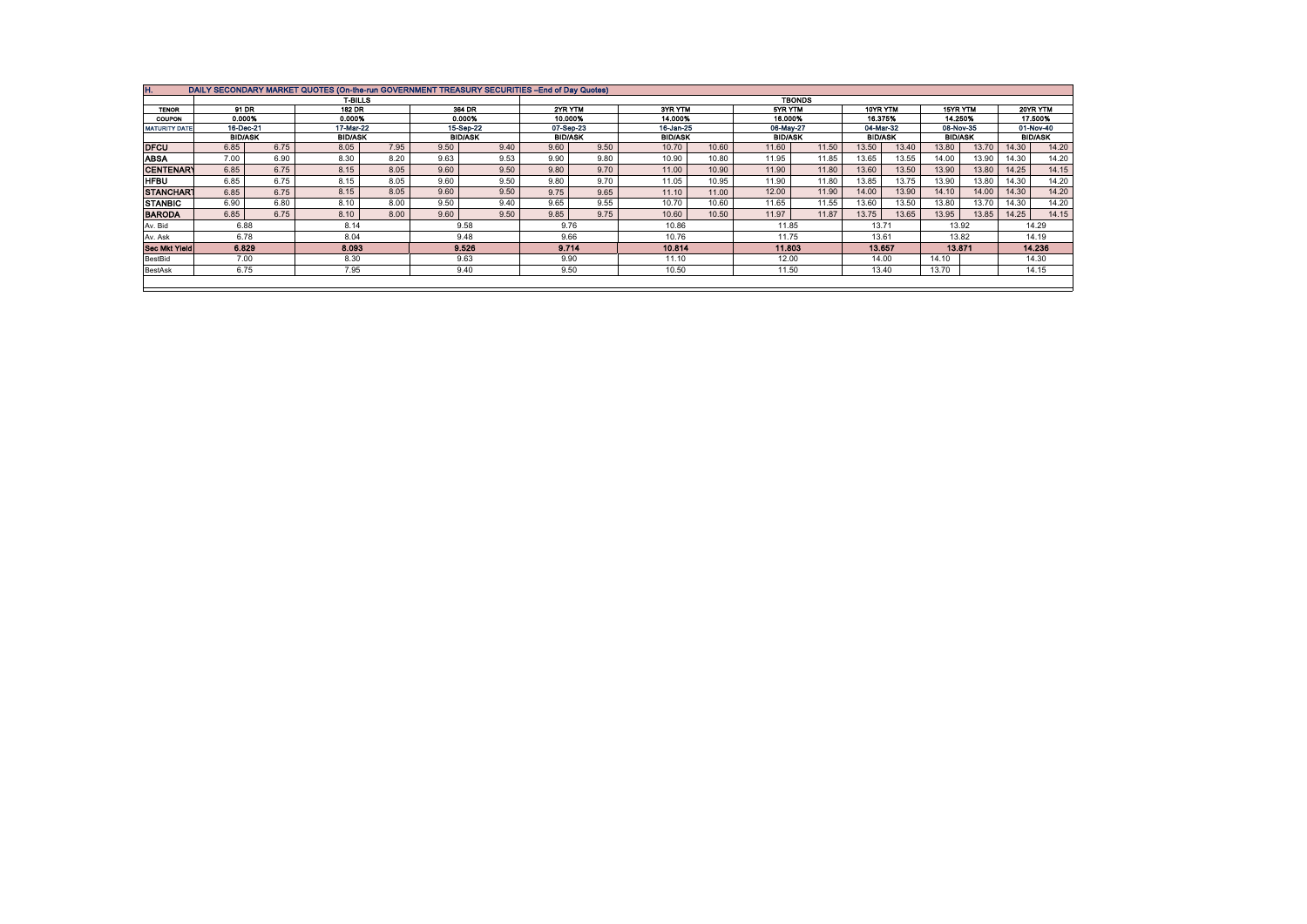| H. | DAILY SECONDARY MARKET QUOTES (On-the-run GOVERNMENT TREASURY SECURITIES –End of Day Quotes) | | | | | | | | | | | | | | | | | |
|---|---|---|---|---|---|---|---|---|---|---|---|---|---|---|---|---|---|---|
| | T-BILLS | | | | | | TBONDS | | | | | | | | | | | |
| **TENOR** | **91 DR** | | **182 DR** | | **364 DR** | | **2YR YTM** | | **3YR YTM** | | **5YR YTM** | | **10YR YTM** | | **15YR YTM** | | **20YR YTM** | |
| **COUPON** | **0.000%** | | **0.000%** | | **0.000%** | | **10.000%** | | **14.000%** | | **16.000%** | | **16.375%** | | **14.250%** | | **17.500%** | |
| **MATURITY DATE** | **16-Dec-21** | | **17-Mar-22** | | **15-Sep-22** | | **07-Sep-23** | | **16-Jan-25** | | **06-May-27** | | **04-Mar-32** | | **08-Nov-35** | | **01-Nov-40** | |
| | **BID/ASK** | | **BID/ASK** | | **BID/ASK** | | **BID/ASK** | | **BID/ASK** | | **BID/ASK** | | **BID/ASK** | | **BID/ASK** | | **BID/ASK** | |
| **DFCU** | 6.85 | 6.75 | 8.05 | 7.95 | 9.50 | 9.40 | 9.60 | 9.50 | 10.70 | 10.60 | 11.60 | 11.50 | 13.50 | 13.40 | 13.80 | 13.70 | 14.30 | 14.20 |
| **ABSA** | 7.00 | 6.90 | 8.30 | 8.20 | 9.63 | 9.53 | 9.90 | 9.80 | 10.90 | 10.80 | 11.95 | 11.85 | 13.65 | 13.55 | 14.00 | 13.90 | 14.30 | 14.20 |
| **CENTENARY** | 6.85 | 6.75 | 8.15 | 8.05 | 9.60 | 9.50 | 9.80 | 9.70 | 11.00 | 10.90 | 11.90 | 11.80 | 13.60 | 13.50 | 13.90 | 13.80 | 14.25 | 14.15 |
| **HFBU** | 6.85 | 6.75 | 8.15 | 8.05 | 9.60 | 9.50 | 9.80 | 9.70 | 11.05 | 10.95 | 11.90 | 11.80 | 13.85 | 13.75 | 13.90 | 13.80 | 14.30 | 14.20 |
| **STANCHART** | 6.85 | 6.75 | 8.15 | 8.05 | 9.60 | 9.50 | 9.75 | 9.65 | 11.10 | 11.00 | 12.00 | 11.90 | 14.00 | 13.90 | 14.10 | 14.00 | 14.30 | 14.20 |
| **STANBIC** | 6.90 | 6.80 | 8.10 | 8.00 | 9.50 | 9.40 | 9.65 | 9.55 | 10.70 | 10.60 | 11.65 | 11.55 | 13.60 | 13.50 | 13.80 | 13.70 | 14.30 | 14.20 |
| **BARODA** | 6.85 | 6.75 | 8.10 | 8.00 | 9.60 | 9.50 | 9.85 | 9.75 | 10.60 | 10.50 | 11.97 | 11.87 | 13.75 | 13.65 | 13.95 | 13.85 | 14.25 | 14.15 |
| Av. Bid | 6.88 | | 8.14 | | 9.58 | | 9.76 | | 10.86 | | 11.85 | | 13.71 | | 13.92 | | 14.29 | |
| Av. Ask | 6.78 | | 8.04 | | 9.48 | | 9.66 | | 10.76 | | 11.75 | | 13.61 | | 13.82 | | 14.19 | |
| **Sec Mkt Yield** | **6.829** | | **8.093** | | **9.526** | | **9.714** | | **10.814** | | **11.803** | | **13.657** | | **13.871** | | **14.236** | |
| BestBid | 7.00 | | 8.30 | | 9.63 | | 9.90 | | 11.10 | | 12.00 | | 14.00 | | 14.10 | | 14.30 | |
| BestAsk | 6.75 | | 7.95 | | 9.40 | | 9.50 | | 10.50 | | 11.50 | | 13.40 | | 13.70 | | 14.15 | |